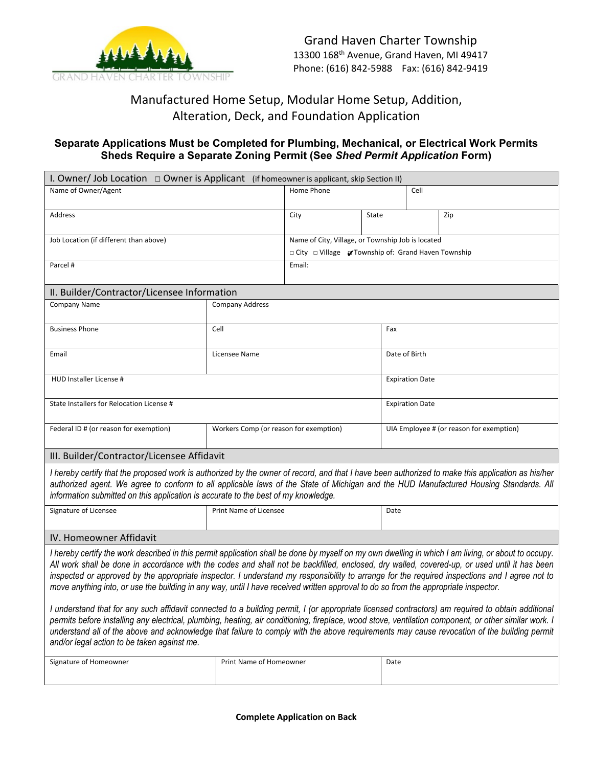Grand Haven Charter Township
13300 168th Avenue, Grand Haven, MI 49417
Phone: (616) 842-5988 Fax: (616) 842-9419

# Manufactured Home Setup, Modular Home Setup, Addition, Alteration, Deck, and Foundation Application

**Separate Applications Must be Completed for Plumbing, Mechanical, or Electrical Work Permits**
**Sheds Require a Separate Zoning Permit (See *Shed Permit Application* Form)**

## I. Owner/ Job Location ☐ Owner is Applicant (if homeowner is applicant, skip Section II)

| Name of Owner/Agent | Home Phone | | Cell |
|---|---|---|---|
| Address | City | State | Zip |
| Job Location (if different than above) | Name of City, Village, or Township Job is located<br>☐ City ☐ Village ☑ Township of: Grand Haven Township | | |
| Parcel # | Email: | | |

## II. Builder/Contractor/Licensee Information

| Company Name | Company Address | |
|---|---|---|
| Business Phone | Cell | Fax |
| Email | Licensee Name | Date of Birth |
| HUD Installer License # | | Expiration Date |
| State Installers for Relocation License # | | Expiration Date |
| Federal ID # (or reason for exemption) | Workers Comp (or reason for exemption) | UIA Employee # (or reason for exemption) |

## III. Builder/Contractor/Licensee Affidavit

*I hereby certify that the proposed work is authorized by the owner of record, and that I have been authorized to make this application as his/her authorized agent. We agree to conform to all applicable laws of the State of Michigan and the HUD Manufactured Housing Standards. All information submitted on this application is accurate to the best of my knowledge.*

| Signature of Licensee | Print Name of Licensee | Date |
|---|---|---|
| | | |

## IV. Homeowner Affidavit

*I hereby certify the work described in this permit application shall be done by myself on my own dwelling in which I am living, or about to occupy. All work shall be done in accordance with the codes and shall not be backfilled, enclosed, dry walled, covered-up, or used until it has been inspected or approved by the appropriate inspector. I understand my responsibility to arrange for the required inspections and I agree not to move anything into, or use the building in any way, until I have received written approval to do so from the appropriate inspector.*

*I understand that for any such affidavit connected to a building permit, I (or appropriate licensed contractors) am required to obtain additional permits before installing any electrical, plumbing, heating, air conditioning, fireplace, wood stove, ventilation component, or other similar work. I understand all of the above and acknowledge that failure to comply with the above requirements may cause revocation of the building permit and/or legal action to be taken against me.*

| Signature of Homeowner | Print Name of Homeowner | Date |
|---|---|---|
| | | |

**Complete Application on Back**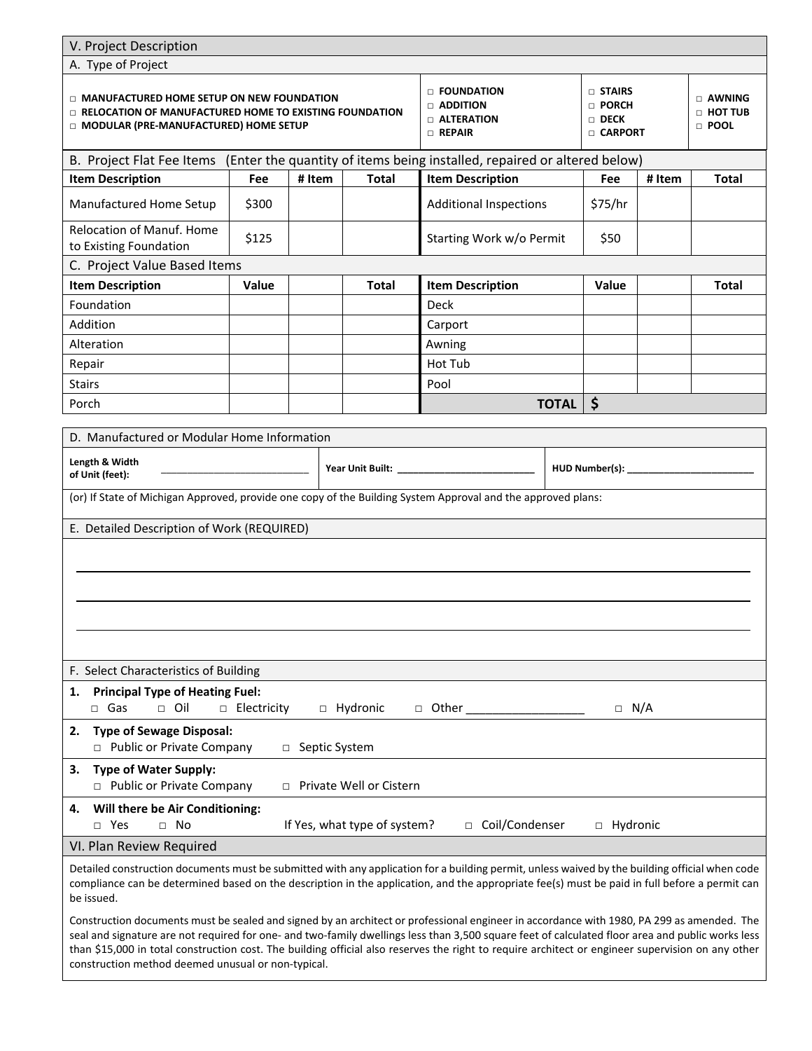## V. Project Description

### A. Type of Project

- □ **MANUFACTURED HOME SETUP ON NEW FOUNDATION**
- □ **RELOCATION OF MANUFACTURED HOME TO EXISTING FOUNDATION**
- □ **MODULAR (PRE-MANUFACTURED) HOME SETUP**

| | | |
|---|---|---|
| □ **FOUNDATION** | □ **STAIRS** | □ **AWNING** |
| □ **ADDITION** | □ **PORCH** | □ **HOT TUB** |
| □ **ALTERATION** | □ **DECK** | □ **POOL** |
| □ **REPAIR** | □ **CARPORT** | |

### B. Project Flat Fee Items (Enter the quantity of items being installed, repaired or altered below)

| Item Description | Fee | # Item | Total | Item Description | Fee | # Item | Total |
|---|---|---|---|---|---|---|---|
| Manufactured Home Setup | $300 | | | Additional Inspections | $75/hr | | |
| Relocation of Manuf. Home to Existing Foundation | $125 | | | Starting Work w/o Permit | $50 | | |

### C. Project Value Based Items

| Item Description | Value | | Total | Item Description | Value | | Total |
|---|---|---|---|---|---|---|---|
| Foundation | | | | Deck | | | |
| Addition | | | | Carport | | | |
| Alteration | | | | Awning | | | |
| Repair | | | | Hot Tub | | | |
| Stairs | | | | Pool | | | |
| Porch | | | | **TOTAL** | **$** | | |

### D. Manufactured or Modular Home Information

**Length & Width of Unit (feet):** ____________________ **Year Unit Built:** ____________________ **HUD Number(s):** ____________________

(or) If State of Michigan Approved, provide one copy of the Building System Approval and the approved plans:

### E. Detailed Description of Work (REQUIRED)

______________________________________________________________________

______________________________________________________________________

______________________________________________________________________

### F. Select Characteristics of Building

1. **Principal Type of Heating Fuel:**
   □ Gas □ Oil □ Electricity □ Hydronic □ Other ________________ □ N/A
2. **Type of Sewage Disposal:**
   □ Public or Private Company □ Septic System
3. **Type of Water Supply:**
   □ Public or Private Company □ Private Well or Cistern
4. **Will there be Air Conditioning:**
   □ Yes □ No If Yes, what type of system? □ Coil/Condenser □ Hydronic

## VI. Plan Review Required

Detailed construction documents must be submitted with any application for a building permit, unless waived by the building official when code compliance can be determined based on the description in the application, and the appropriate fee(s) must be paid in full before a permit can be issued.

Construction documents must be sealed and signed by an architect or professional engineer in accordance with 1980, PA 299 as amended. The seal and signature are not required for one- and two-family dwellings less than 3,500 square feet of calculated floor area and public works less than $15,000 in total construction cost. The building official also reserves the right to require architect or engineer supervision on any other construction method deemed unusual or non-typical.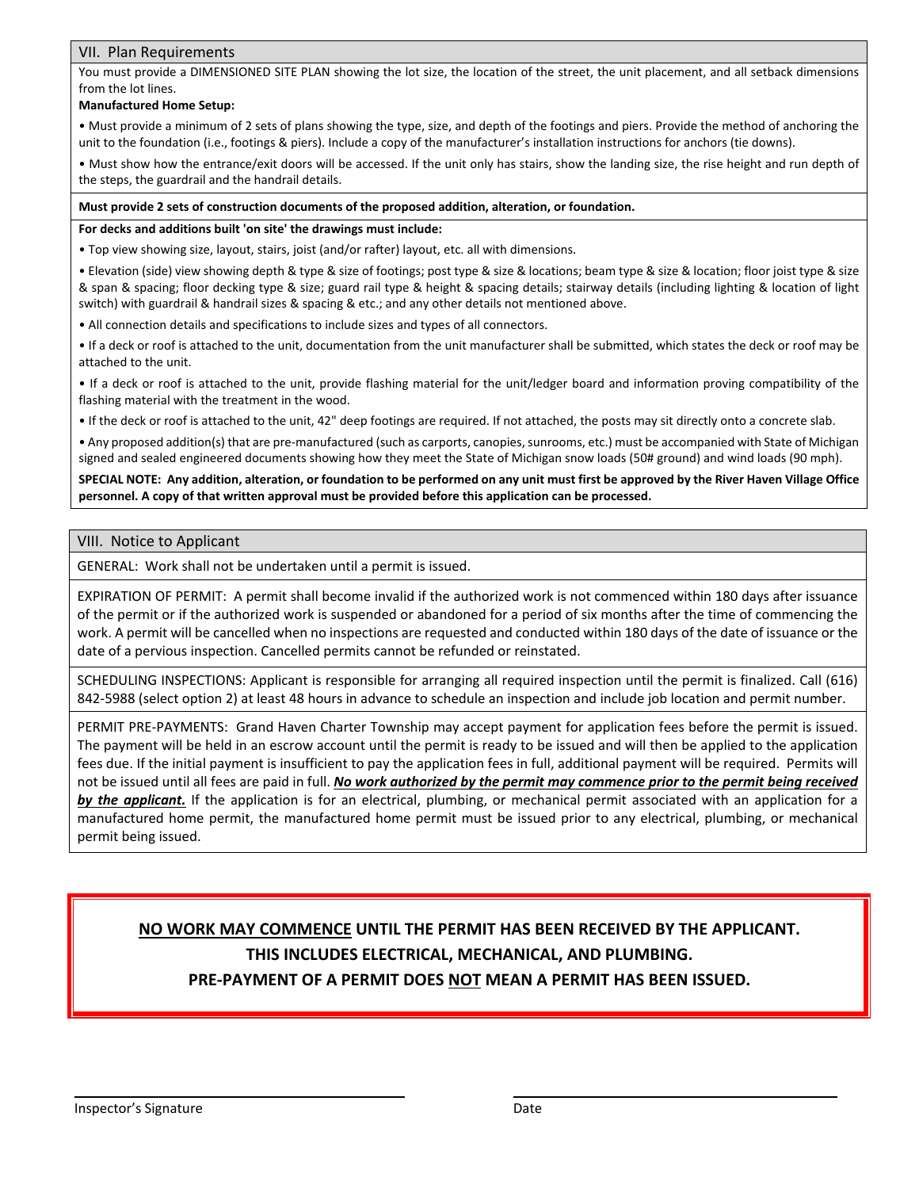## VII. Plan Requirements

You must provide a DIMENSIONED SITE PLAN showing the lot size, the location of the street, the unit placement, and all setback dimensions from the lot lines.

**Manufactured Home Setup:**

- Must provide a minimum of 2 sets of plans showing the type, size, and depth of the footings and piers. Provide the method of anchoring the unit to the foundation (i.e., footings & piers). Include a copy of the manufacturer's installation instructions for anchors (tie downs).
- Must show how the entrance/exit doors will be accessed. If the unit only has stairs, show the landing size, the rise height and run depth of the steps, the guardrail and the handrail details.

**Must provide 2 sets of construction documents of the proposed addition, alteration, or foundation.**

**For decks and additions built 'on site' the drawings must include:**

- Top view showing size, layout, stairs, joist (and/or rafter) layout, etc. all with dimensions.
- Elevation (side) view showing depth & type & size of footings; post type & size & locations; beam type & size & location; floor joist type & size & span & spacing; floor decking type & size; guard rail type & height & spacing details; stairway details (including lighting & location of light switch) with guardrail & handrail sizes & spacing & etc.; and any other details not mentioned above.
- All connection details and specifications to include sizes and types of all connectors.
- If a deck or roof is attached to the unit, documentation from the unit manufacturer shall be submitted, which states the deck or roof may be attached to the unit.
- If a deck or roof is attached to the unit, provide flashing material for the unit/ledger board and information proving compatibility of the flashing material with the treatment in the wood.
- If the deck or roof is attached to the unit, 42" deep footings are required. If not attached, the posts may sit directly onto a concrete slab.
- Any proposed addition(s) that are pre-manufactured (such as carports, canopies, sunrooms, etc.) must be accompanied with State of Michigan signed and sealed engineered documents showing how they meet the State of Michigan snow loads (50# ground) and wind loads (90 mph).

**SPECIAL NOTE: Any addition, alteration, or foundation to be performed on any unit must first be approved by the River Haven Village Office personnel. A copy of that written approval must be provided before this application can be processed.**

## VIII. Notice to Applicant

GENERAL: Work shall not be undertaken until a permit is issued.

EXPIRATION OF PERMIT: A permit shall become invalid if the authorized work is not commenced within 180 days after issuance of the permit or if the authorized work is suspended or abandoned for a period of six months after the time of commencing the work. A permit will be cancelled when no inspections are requested and conducted within 180 days of the date of issuance or the date of a pervious inspection. Cancelled permits cannot be refunded or reinstated.

SCHEDULING INSPECTIONS: Applicant is responsible for arranging all required inspection until the permit is finalized. Call (616) 842-5988 (select option 2) at least 48 hours in advance to schedule an inspection and include job location and permit number.

PERMIT PRE-PAYMENTS: Grand Haven Charter Township may accept payment for application fees before the permit is issued. The payment will be held in an escrow account until the permit is ready to be issued and will then be applied to the application fees due. If the initial payment is insufficient to pay the application fees in full, additional payment will be required. Permits will not be issued until all fees are paid in full. ***No work authorized by the permit may commence prior to the permit being received by the applicant.*** If the application is for an electrical, plumbing, or mechanical permit associated with an application for a manufactured home permit, the manufactured home permit must be issued prior to any electrical, plumbing, or mechanical permit being issued.

**NO WORK MAY COMMENCE UNTIL THE PERMIT HAS BEEN RECEIVED BY THE APPLICANT.**
**THIS INCLUDES ELECTRICAL, MECHANICAL, AND PLUMBING.**
**PRE-PAYMENT OF A PERMIT DOES NOT MEAN A PERMIT HAS BEEN ISSUED.**

______________________________ ______________________________

Inspector's Signature Date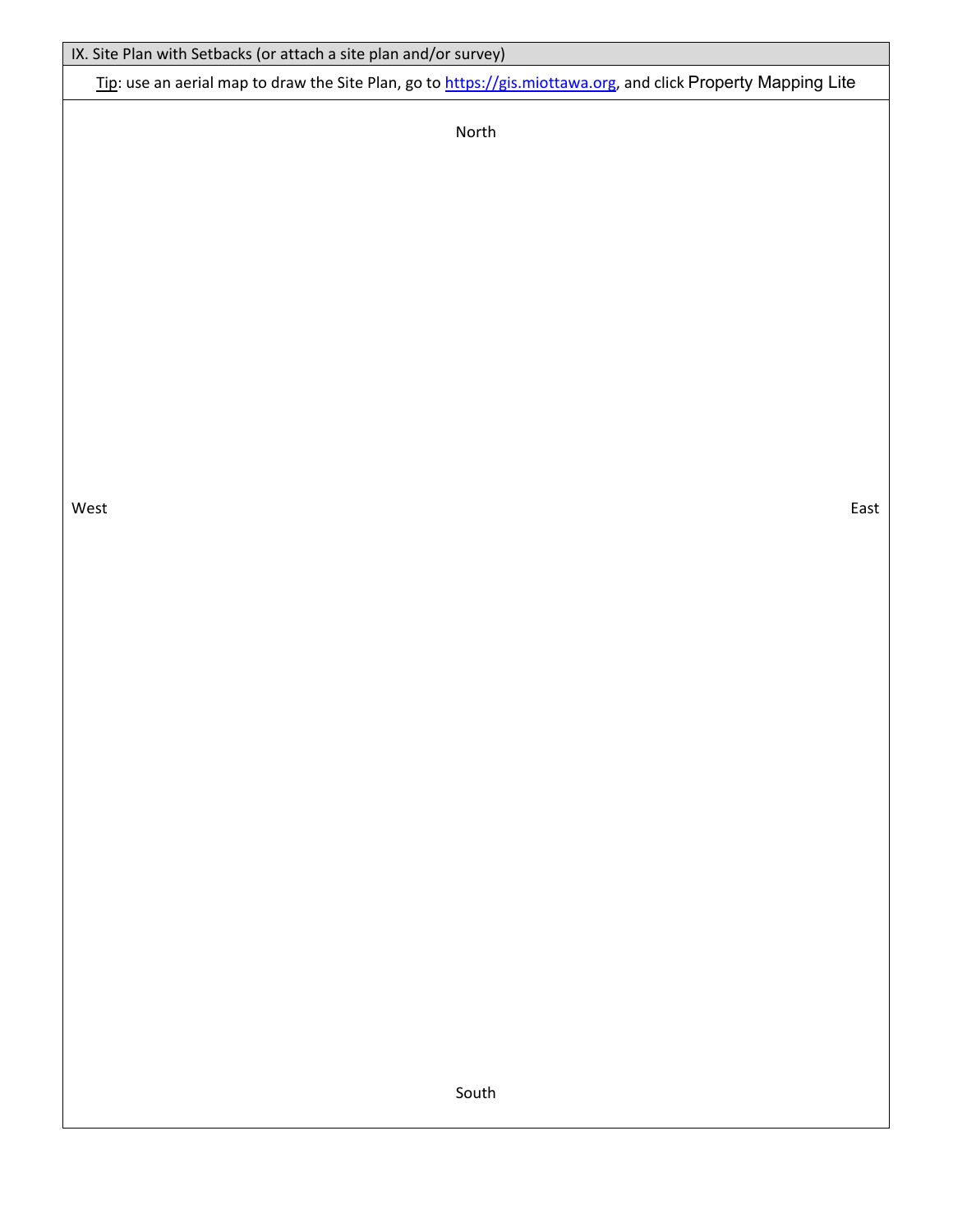## IX. Site Plan with Setbacks (or attach a site plan and/or survey)

Tip: use an aerial map to draw the Site Plan, go to https://gis.miottawa.org, and click Property Mapping Lite

North

West

East

South